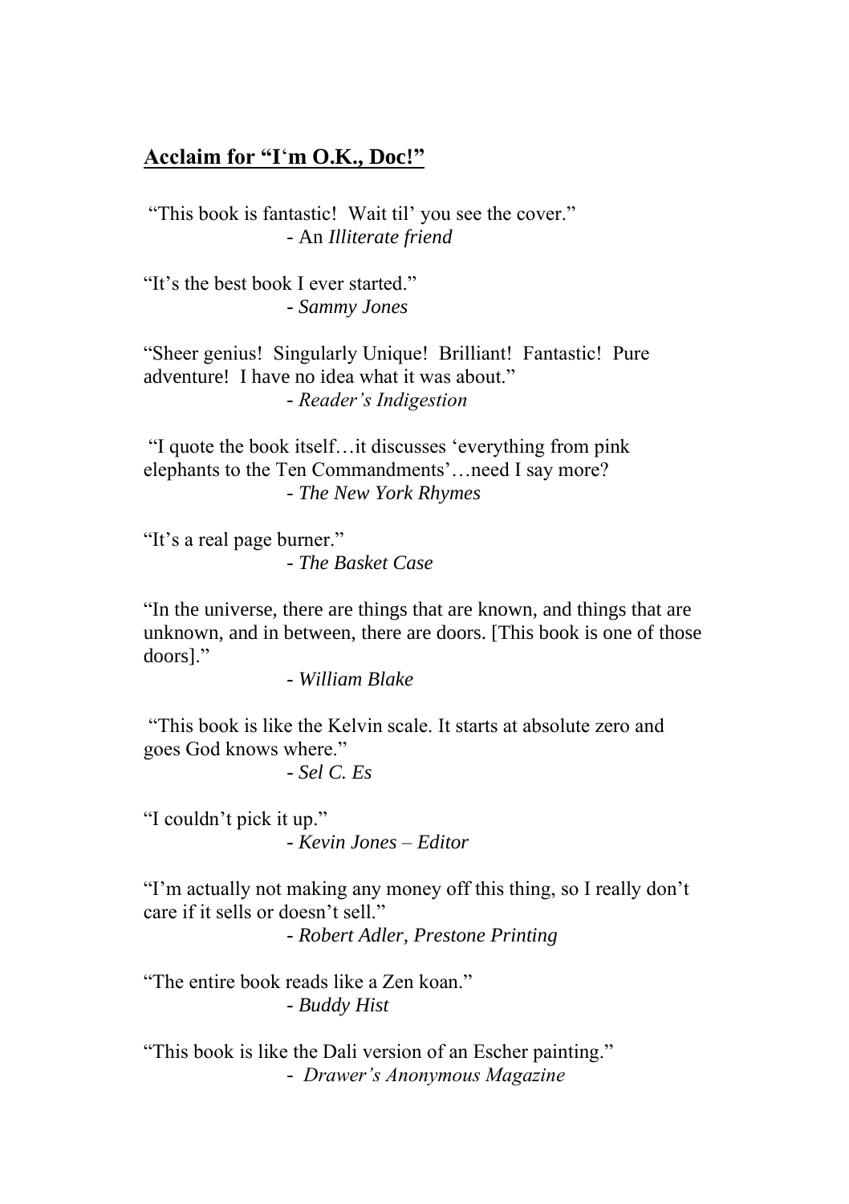## **Acclaim for "I'm O.K., Doc!"**

"This book is fantastic! Wait til' you see the cover."
- An *Illiterate friend*

"It's the best book I ever started."
- *Sammy Jones*

"Sheer genius! Singularly Unique! Brilliant! Fantastic! Pure adventure! I have no idea what it was about."
- *Reader's Indigestion*

"I quote the book itself…it discusses 'everything from pink elephants to the Ten Commandments'…need I say more?
- *The New York Rhymes*

"It's a real page burner."
- *The Basket Case*

"In the universe, there are things that are known, and things that are unknown, and in between, there are doors. [This book is one of those doors]."
- *William Blake*

"This book is like the Kelvin scale. It starts at absolute zero and goes God knows where."
- *Sel C. Es*

"I couldn't pick it up."
- *Kevin Jones – Editor*

"I'm actually not making any money off this thing, so I really don't care if it sells or doesn't sell."
- *Robert Adler, Prestone Printing*

"The entire book reads like a Zen koan."
- *Buddy Hist*

"This book is like the Dali version of an Escher painting."
- *Drawer's Anonymous Magazine*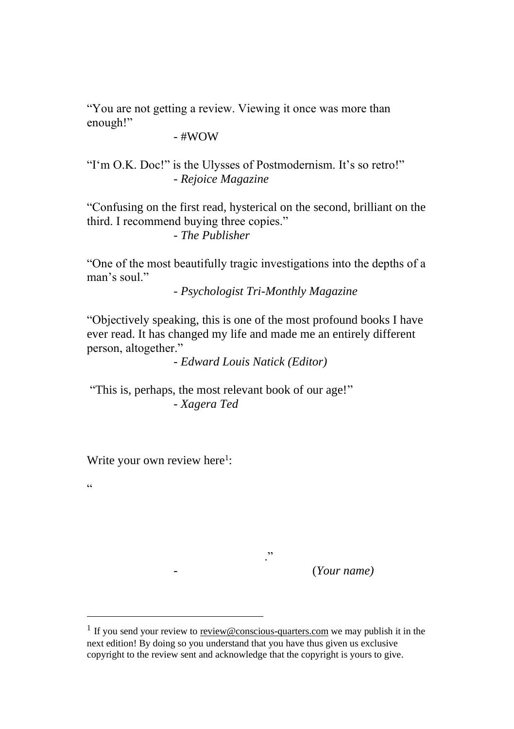"You are not getting a review. Viewing it once was more than enough!"

- #WOW

"I'm O.K. Doc!" is the Ulysses of Postmodernism. It's so retro!"

- *Rejoice Magazine*

"Confusing on the first read, hysterical on the second, brilliant on the third. I recommend buying three copies."

- *The Publisher*

"One of the most beautifully tragic investigations into the depths of a man's soul."

- *Psychologist Tri-Monthly Magazine*

"Objectively speaking, this is one of the most profound books I have ever read. It has changed my life and made me an entirely different person, altogether."

- *Edward Louis Natick (Editor)*

"This is, perhaps, the most relevant book of our age!"

- *Xagera Ted*

Write your own review here[1]:

"

."

- (*Your name*)

---

[1] If you send your review to review@conscious-quarters.com we may publish it in the next edition! By doing so you understand that you have thus given us exclusive copyright to the review sent and acknowledge that the copyright is yours to give.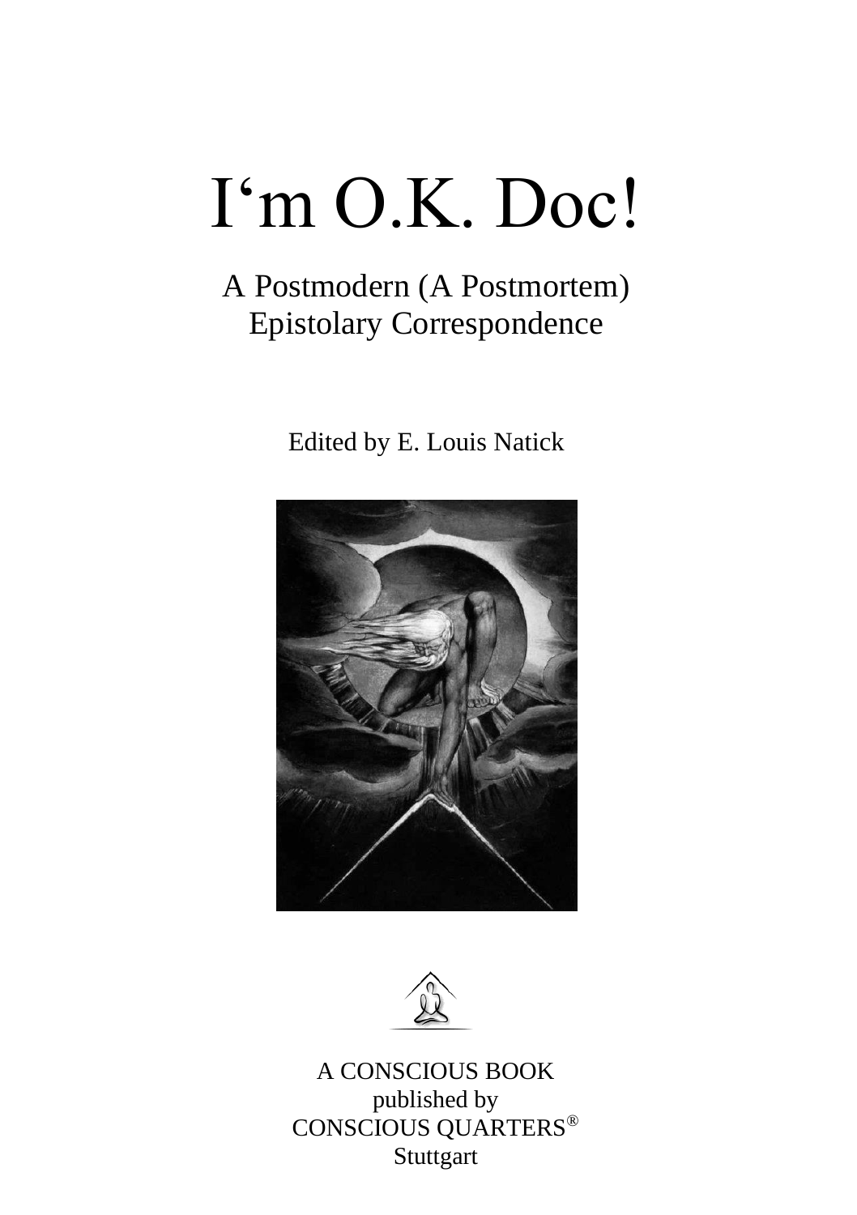# I‘m O.K. Doc!

A Postmodern (A Postmortem)
Epistolary Correspondence

Edited by E. Louis Natick

A CONSCIOUS BOOK
published by
CONSCIOUS QUARTERS®
Stuttgart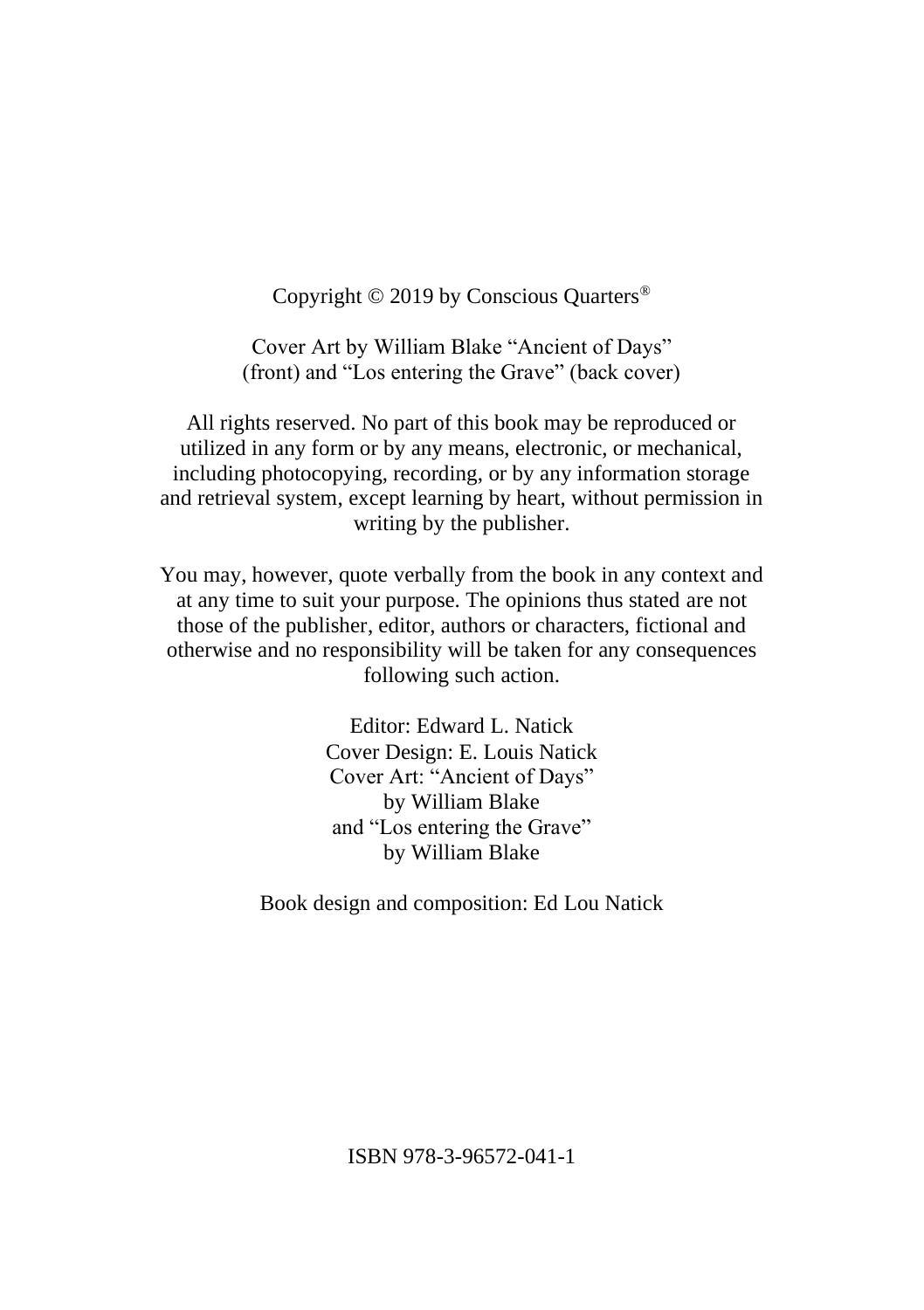Copyright © 2019 by Conscious Quarters®

Cover Art by William Blake "Ancient of Days" (front) and "Los entering the Grave" (back cover)

All rights reserved. No part of this book may be reproduced or utilized in any form or by any means, electronic, or mechanical, including photocopying, recording, or by any information storage and retrieval system, except learning by heart, without permission in writing by the publisher.

You may, however, quote verbally from the book in any context and at any time to suit your purpose. The opinions thus stated are not those of the publisher, editor, authors or characters, fictional and otherwise and no responsibility will be taken for any consequences following such action.

Editor: Edward L. Natick
Cover Design: E. Louis Natick
Cover Art: "Ancient of Days"
by William Blake
and "Los entering the Grave"
by William Blake

Book design and composition: Ed Lou Natick

ISBN 978-3-96572-041-1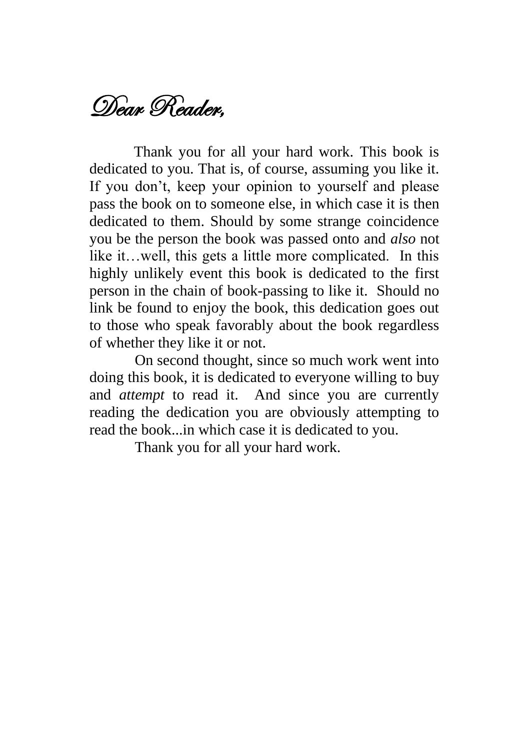# *Dear Reader,*

Thank you for all your hard work. This book is dedicated to you. That is, of course, assuming you like it. If you don't, keep your opinion to yourself and please pass the book on to someone else, in which case it is then dedicated to them. Should by some strange coincidence you be the person the book was passed onto and *also* not like it…well, this gets a little more complicated. In this highly unlikely event this book is dedicated to the first person in the chain of book-passing to like it. Should no link be found to enjoy the book, this dedication goes out to those who speak favorably about the book regardless of whether they like it or not.

On second thought, since so much work went into doing this book, it is dedicated to everyone willing to buy and *attempt* to read it. And since you are currently reading the dedication you are obviously attempting to read the book...in which case it is dedicated to you.

Thank you for all your hard work.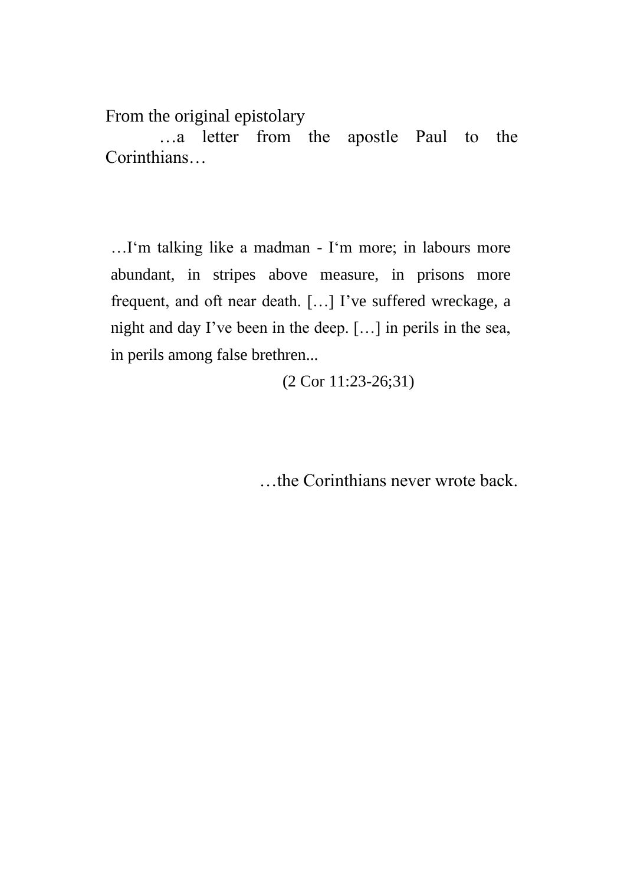From the original epistolary

…a letter from the apostle Paul to the Corinthians…

> …I‘m talking like a madman - I‘m more; in labours more abundant, in stripes above measure, in prisons more frequent, and oft near death. […] I’ve suffered wreckage, a night and day I’ve been in the deep. […] in perils in the sea, in perils among false brethren...
>
> (2 Cor 11:23-26;31)

…the Corinthians never wrote back.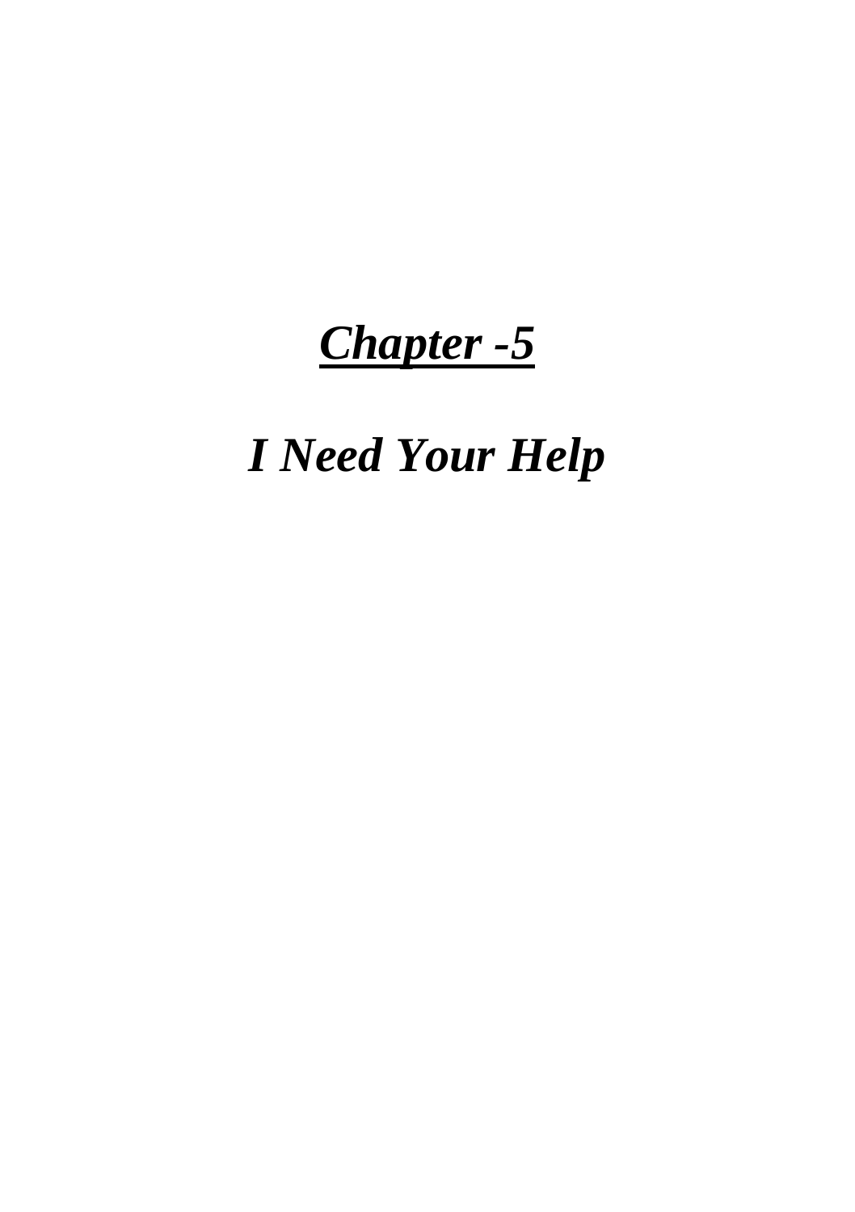# ***<u>Chapter -5</u>***

# *I Need Your Help*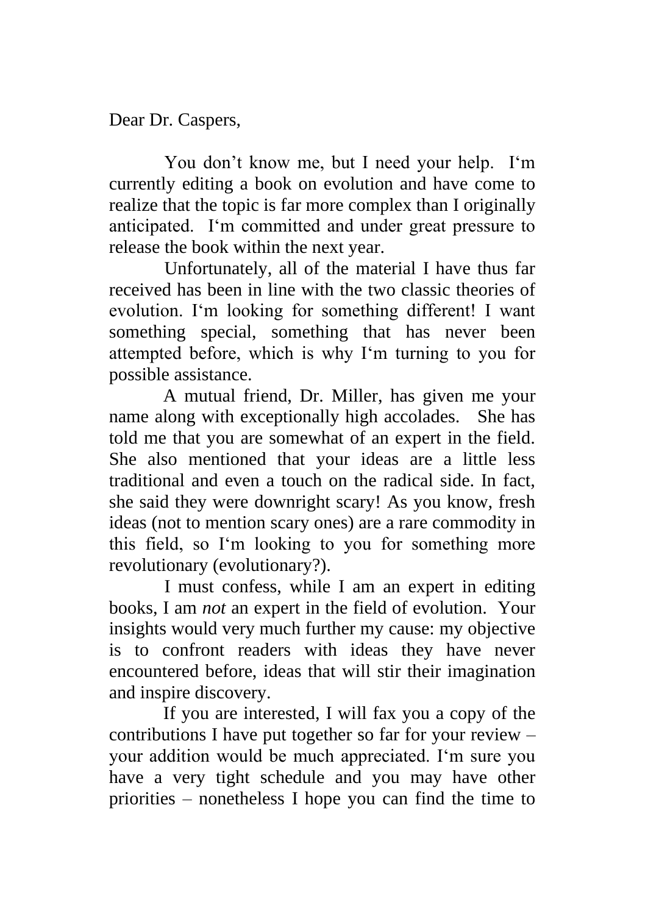Dear Dr. Caspers,

You don't know me, but I need your help. I'm currently editing a book on evolution and have come to realize that the topic is far more complex than I originally anticipated. I'm committed and under great pressure to release the book within the next year.

Unfortunately, all of the material I have thus far received has been in line with the two classic theories of evolution. I'm looking for something different! I want something special, something that has never been attempted before, which is why I'm turning to you for possible assistance.

A mutual friend, Dr. Miller, has given me your name along with exceptionally high accolades. She has told me that you are somewhat of an expert in the field. She also mentioned that your ideas are a little less traditional and even a touch on the radical side. In fact, she said they were downright scary! As you know, fresh ideas (not to mention scary ones) are a rare commodity in this field, so I'm looking to you for something more revolutionary (evolutionary?).

I must confess, while I am an expert in editing books, I am *not* an expert in the field of evolution. Your insights would very much further my cause: my objective is to confront readers with ideas they have never encountered before, ideas that will stir their imagination and inspire discovery.

If you are interested, I will fax you a copy of the contributions I have put together so far for your review – your addition would be much appreciated. I'm sure you have a very tight schedule and you may have other priorities – nonetheless I hope you can find the time to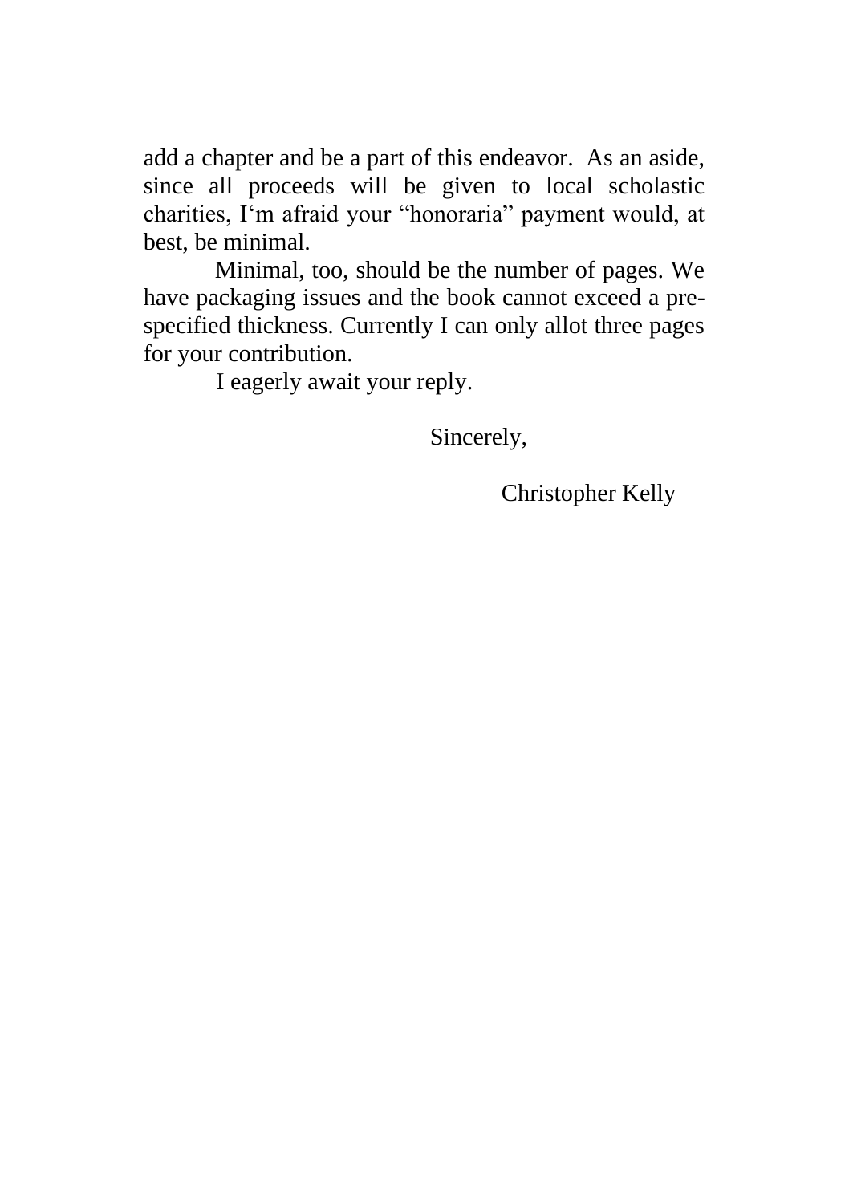add a chapter and be a part of this endeavor. As an aside, since all proceeds will be given to local scholastic charities, I‘m afraid your “honoraria” payment would, at best, be minimal.

Minimal, too, should be the number of pages. We have packaging issues and the book cannot exceed a pre-specified thickness. Currently I can only allot three pages for your contribution.

I eagerly await your reply.

Sincerely,

Christopher Kelly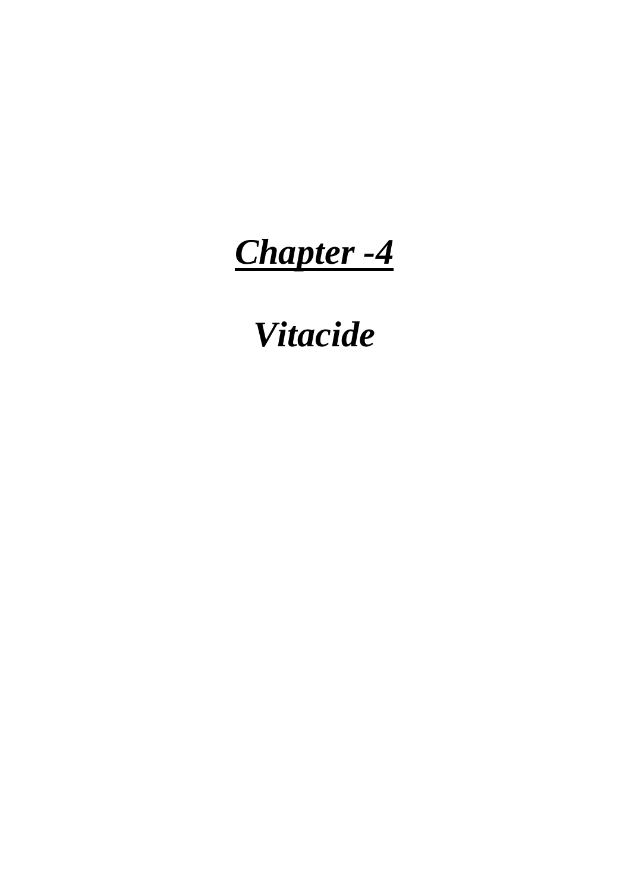# ***Chapter -4***

## ***Vitacide***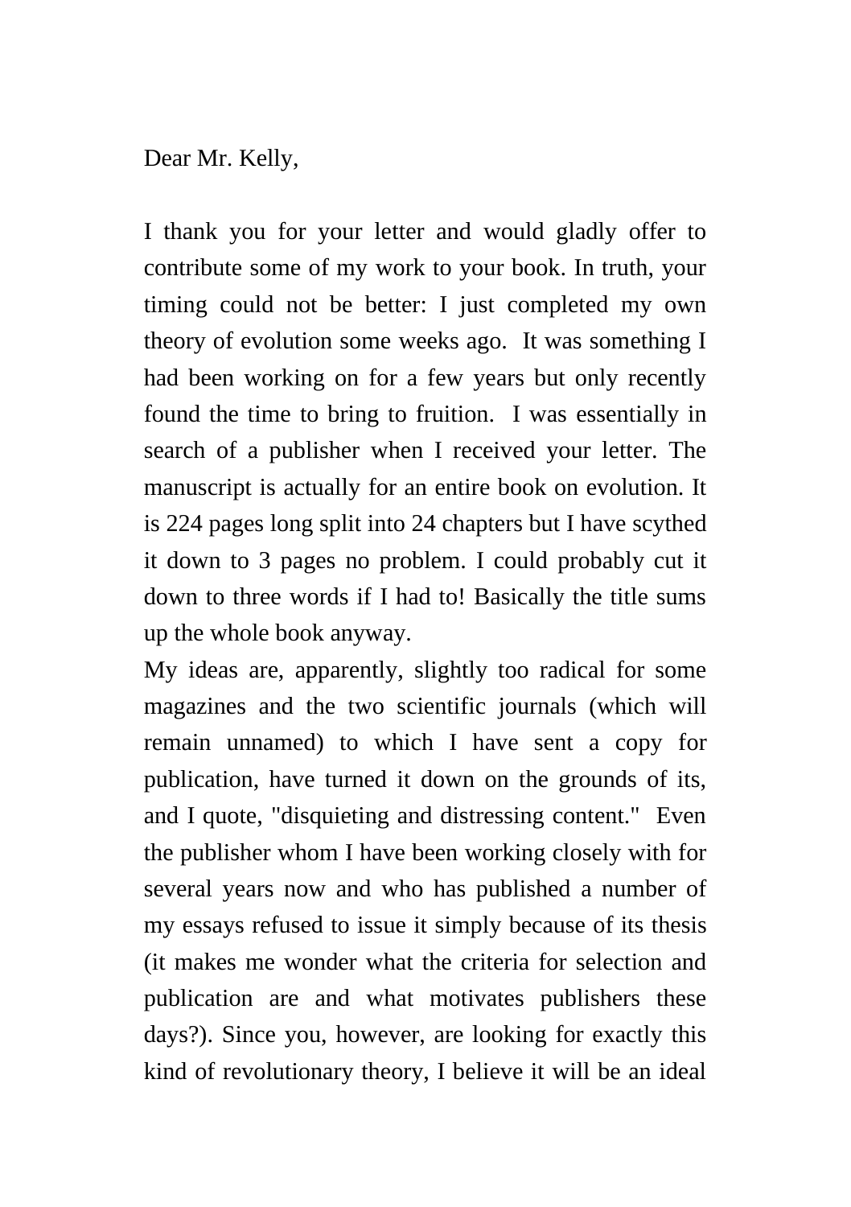Dear Mr. Kelly,

I thank you for your letter and would gladly offer to contribute some of my work to your book. In truth, your timing could not be better: I just completed my own theory of evolution some weeks ago. It was something I had been working on for a few years but only recently found the time to bring to fruition. I was essentially in search of a publisher when I received your letter. The manuscript is actually for an entire book on evolution. It is 224 pages long split into 24 chapters but I have scythed it down to 3 pages no problem. I could probably cut it down to three words if I had to! Basically the title sums up the whole book anyway.

My ideas are, apparently, slightly too radical for some magazines and the two scientific journals (which will remain unnamed) to which I have sent a copy for publication, have turned it down on the grounds of its, and I quote, "disquieting and distressing content." Even the publisher whom I have been working closely with for several years now and who has published a number of my essays refused to issue it simply because of its thesis (it makes me wonder what the criteria for selection and publication are and what motivates publishers these days?). Since you, however, are looking for exactly this kind of revolutionary theory, I believe it will be an ideal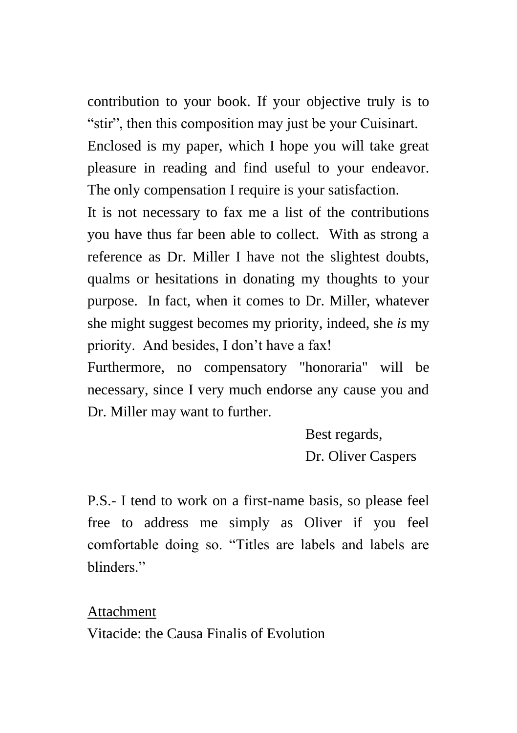contribution to your book. If your objective truly is to "stir", then this composition may just be your Cuisinart.

Enclosed is my paper, which I hope you will take great pleasure in reading and find useful to your endeavor. The only compensation I require is your satisfaction.

It is not necessary to fax me a list of the contributions you have thus far been able to collect. With as strong a reference as Dr. Miller I have not the slightest doubts, qualms or hesitations in donating my thoughts to your purpose. In fact, when it comes to Dr. Miller, whatever she might suggest becomes my priority, indeed, she *is* my priority. And besides, I don't have a fax!

Furthermore, no compensatory "honoraria" will be necessary, since I very much endorse any cause you and Dr. Miller may want to further.

Best regards,
Dr. Oliver Caspers

P.S.- I tend to work on a first-name basis, so please feel free to address me simply as Oliver if you feel comfortable doing so. "Titles are labels and labels are blinders."

<u>Attachment</u>
Vitacide: the Causa Finalis of Evolution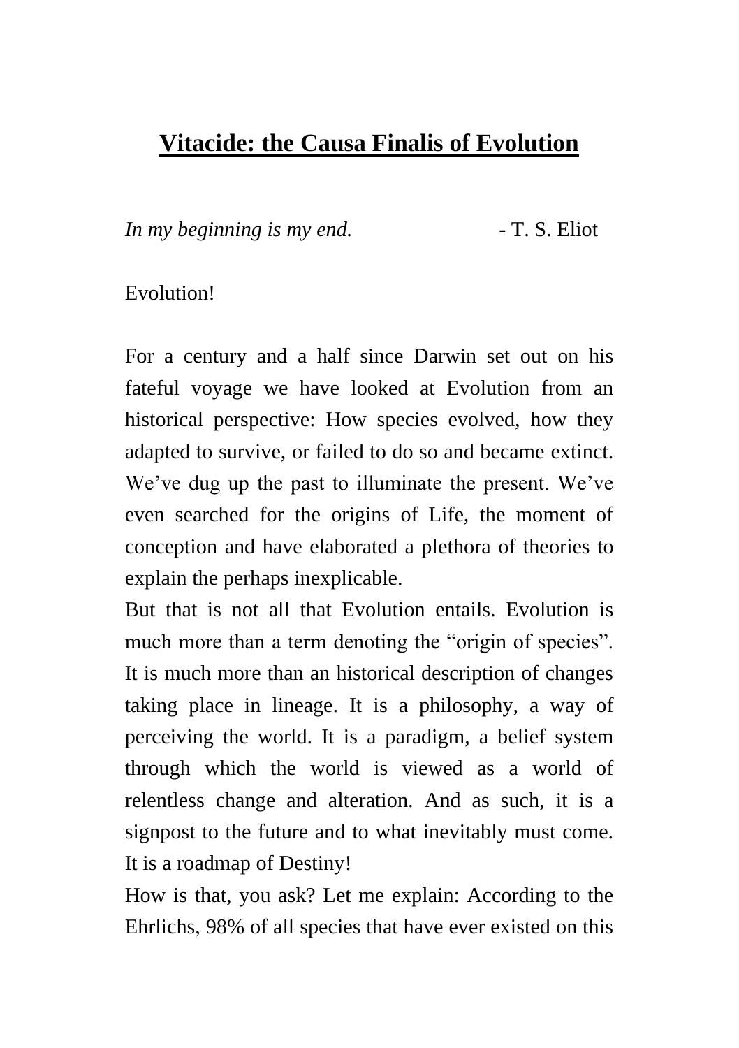# Vitacide: the Causa Finalis of Evolution

*In my beginning is my end.* - T. S. Eliot

Evolution!

For a century and a half since Darwin set out on his fateful voyage we have looked at Evolution from an historical perspective: How species evolved, how they adapted to survive, or failed to do so and became extinct. We've dug up the past to illuminate the present. We've even searched for the origins of Life, the moment of conception and have elaborated a plethora of theories to explain the perhaps inexplicable.

But that is not all that Evolution entails. Evolution is much more than a term denoting the "origin of species". It is much more than an historical description of changes taking place in lineage. It is a philosophy, a way of perceiving the world. It is a paradigm, a belief system through which the world is viewed as a world of relentless change and alteration. And as such, it is a signpost to the future and to what inevitably must come. It is a roadmap of Destiny!

How is that, you ask? Let me explain: According to the Ehrlichs, 98% of all species that have ever existed on this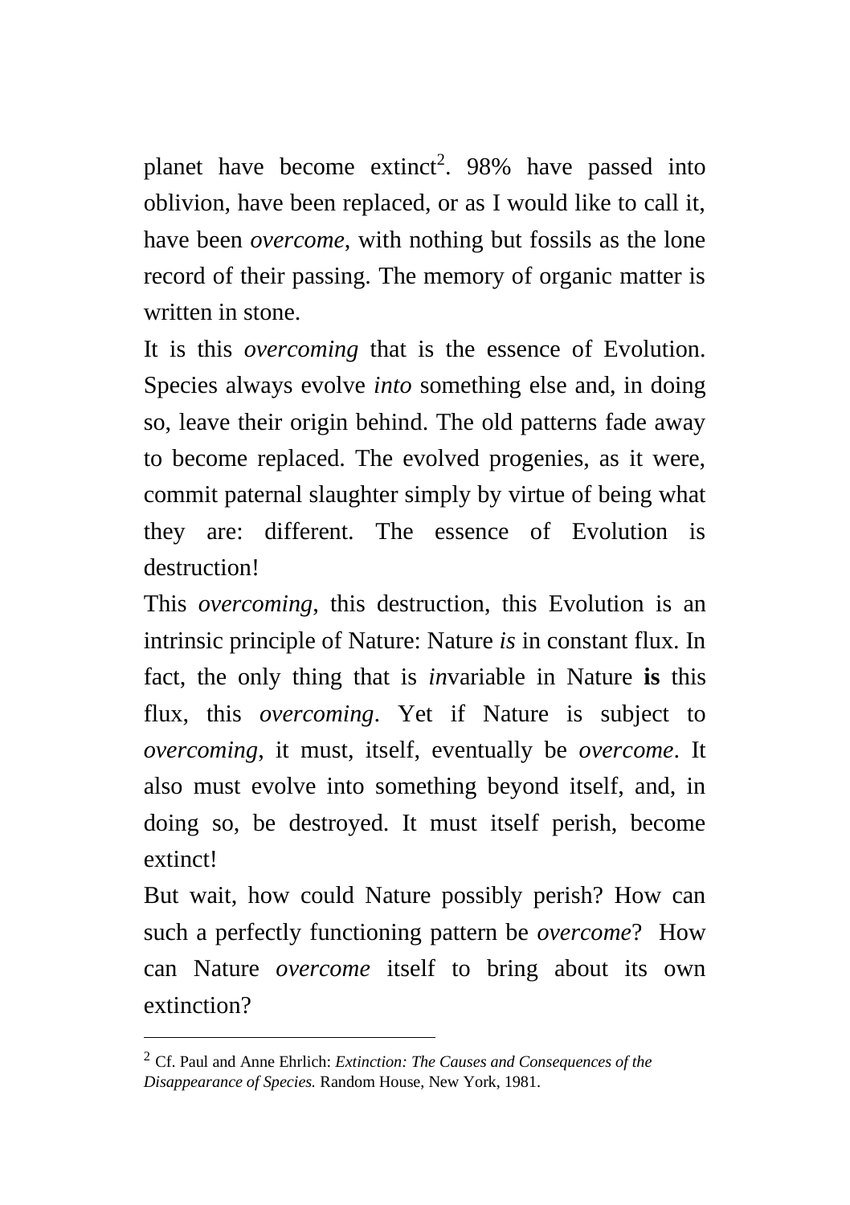planet have become extinct[2]. 98% have passed into oblivion, have been replaced, or as I would like to call it, have been *overcome*, with nothing but fossils as the lone record of their passing. The memory of organic matter is written in stone.

It is this *overcoming* that is the essence of Evolution. Species always evolve *into* something else and, in doing so, leave their origin behind. The old patterns fade away to become replaced. The evolved progenies, as it were, commit paternal slaughter simply by virtue of being what they are: different. The essence of Evolution is destruction!

This *overcoming*, this destruction, this Evolution is an intrinsic principle of Nature: Nature *is* in constant flux. In fact, the only thing that is *in*variable in Nature **is** this flux, this *overcoming*. Yet if Nature is subject to *overcoming*, it must, itself, eventually be *overcome*. It also must evolve into something beyond itself, and, in doing so, be destroyed. It must itself perish, become extinct!

But wait, how could Nature possibly perish? How can such a perfectly functioning pattern be *overcome*? How can Nature *overcome* itself to bring about its own extinction?

---

[2] Cf. Paul and Anne Ehrlich: *Extinction: The Causes and Consequences of the Disappearance of Species.* Random House, New York, 1981.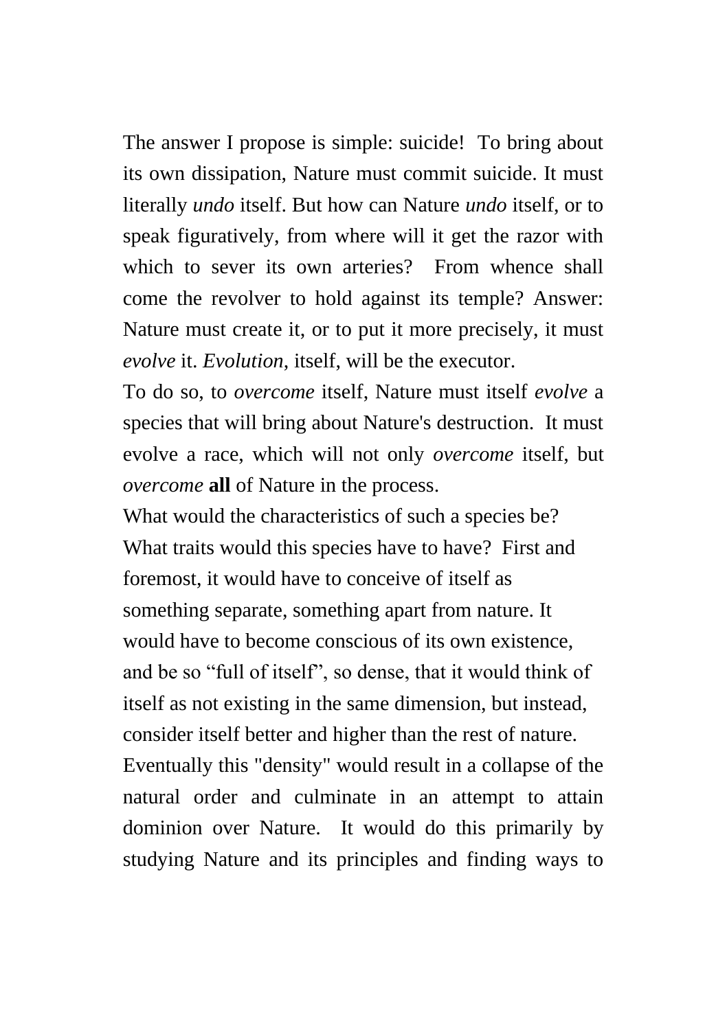The answer I propose is simple: suicide! To bring about its own dissipation, Nature must commit suicide. It must literally *undo* itself. But how can Nature *undo* itself, or to speak figuratively, from where will it get the razor with which to sever its own arteries? From whence shall come the revolver to hold against its temple? Answer: Nature must create it, or to put it more precisely, it must *evolve* it. *Evolution*, itself, will be the executor.

To do so, to *overcome* itself, Nature must itself *evolve* a species that will bring about Nature's destruction. It must evolve a race, which will not only *overcome* itself, but *overcome* **all** of Nature in the process.

What would the characteristics of such a species be? What traits would this species have to have? First and foremost, it would have to conceive of itself as something separate, something apart from nature. It would have to become conscious of its own existence, and be so "full of itself", so dense, that it would think of itself as not existing in the same dimension, but instead, consider itself better and higher than the rest of nature. Eventually this "density" would result in a collapse of the natural order and culminate in an attempt to attain dominion over Nature. It would do this primarily by studying Nature and its principles and finding ways to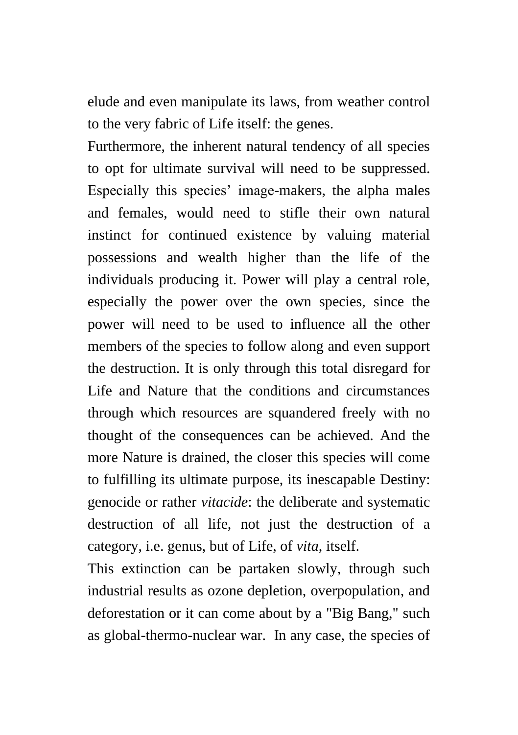elude and even manipulate its laws, from weather control to the very fabric of Life itself: the genes.

Furthermore, the inherent natural tendency of all species to opt for ultimate survival will need to be suppressed. Especially this species' image-makers, the alpha males and females, would need to stifle their own natural instinct for continued existence by valuing material possessions and wealth higher than the life of the individuals producing it. Power will play a central role, especially the power over the own species, since the power will need to be used to influence all the other members of the species to follow along and even support the destruction. It is only through this total disregard for Life and Nature that the conditions and circumstances through which resources are squandered freely with no thought of the consequences can be achieved. And the more Nature is drained, the closer this species will come to fulfilling its ultimate purpose, its inescapable Destiny: genocide or rather *vitacide*: the deliberate and systematic destruction of all life, not just the destruction of a category, i.e. genus, but of Life, of *vita*, itself.

This extinction can be partaken slowly, through such industrial results as ozone depletion, overpopulation, and deforestation or it can come about by a "Big Bang," such as global-thermo-nuclear war. In any case, the species of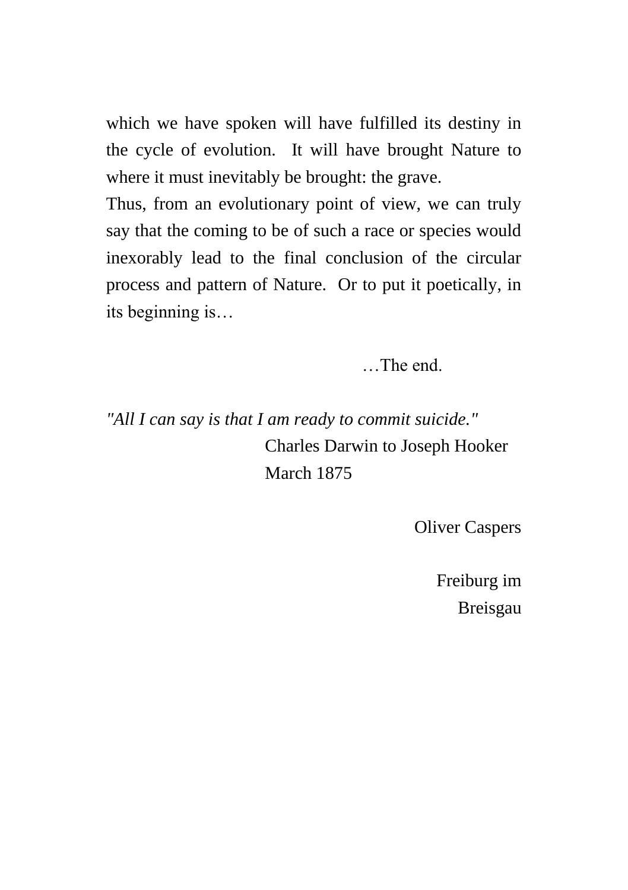which we have spoken will have fulfilled its destiny in the cycle of evolution. It will have brought Nature to where it must inevitably be brought: the grave.

Thus, from an evolutionary point of view, we can truly say that the coming to be of such a race or species would inexorably lead to the final conclusion of the circular process and pattern of Nature. Or to put it poetically, in its beginning is…

…The end.

*"All I can say is that I am ready to commit suicide."*

Charles Darwin to Joseph Hooker
March 1875

Oliver Caspers

Freiburg im Breisgau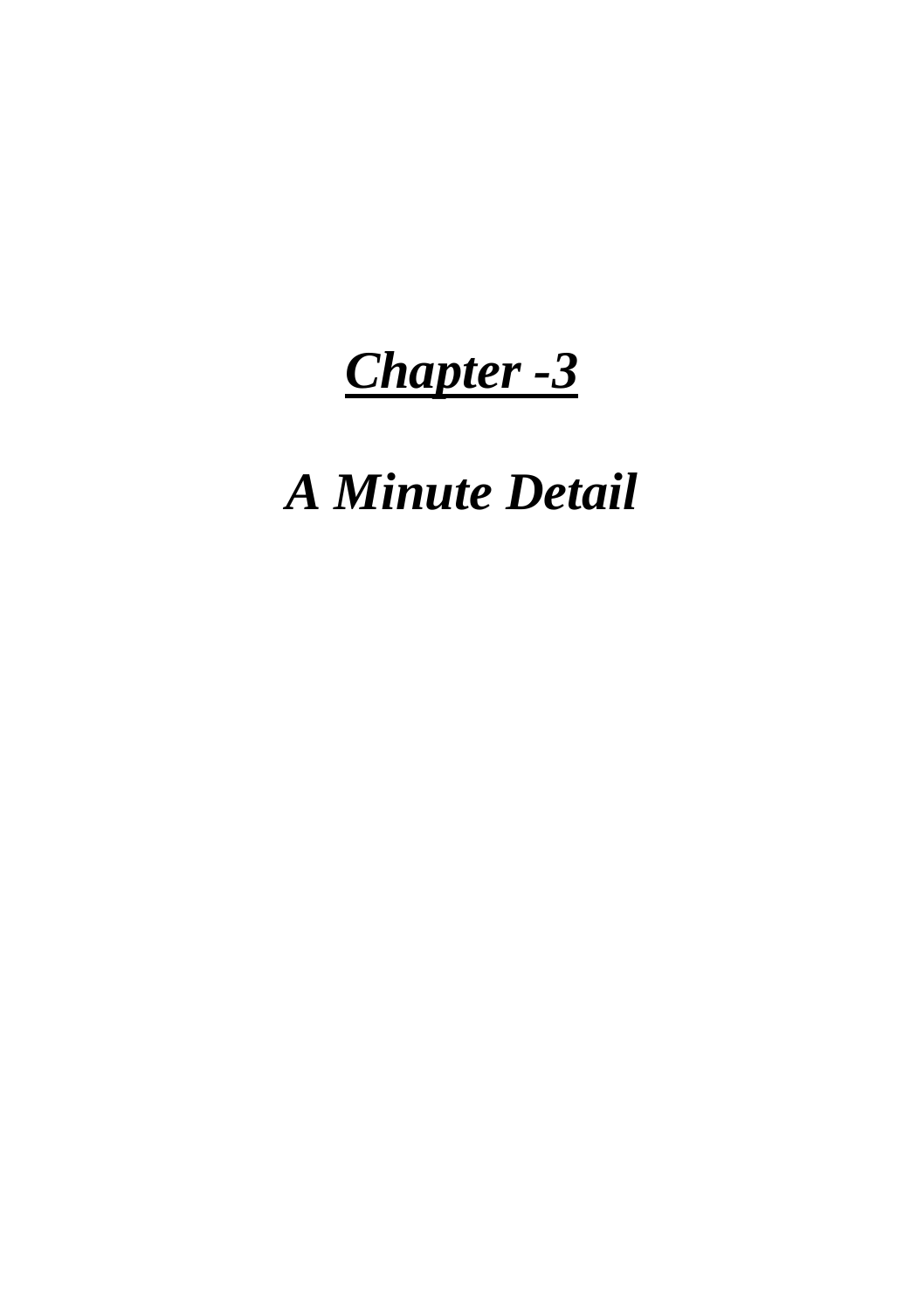# ***Chapter -3***

# ***A Minute Detail***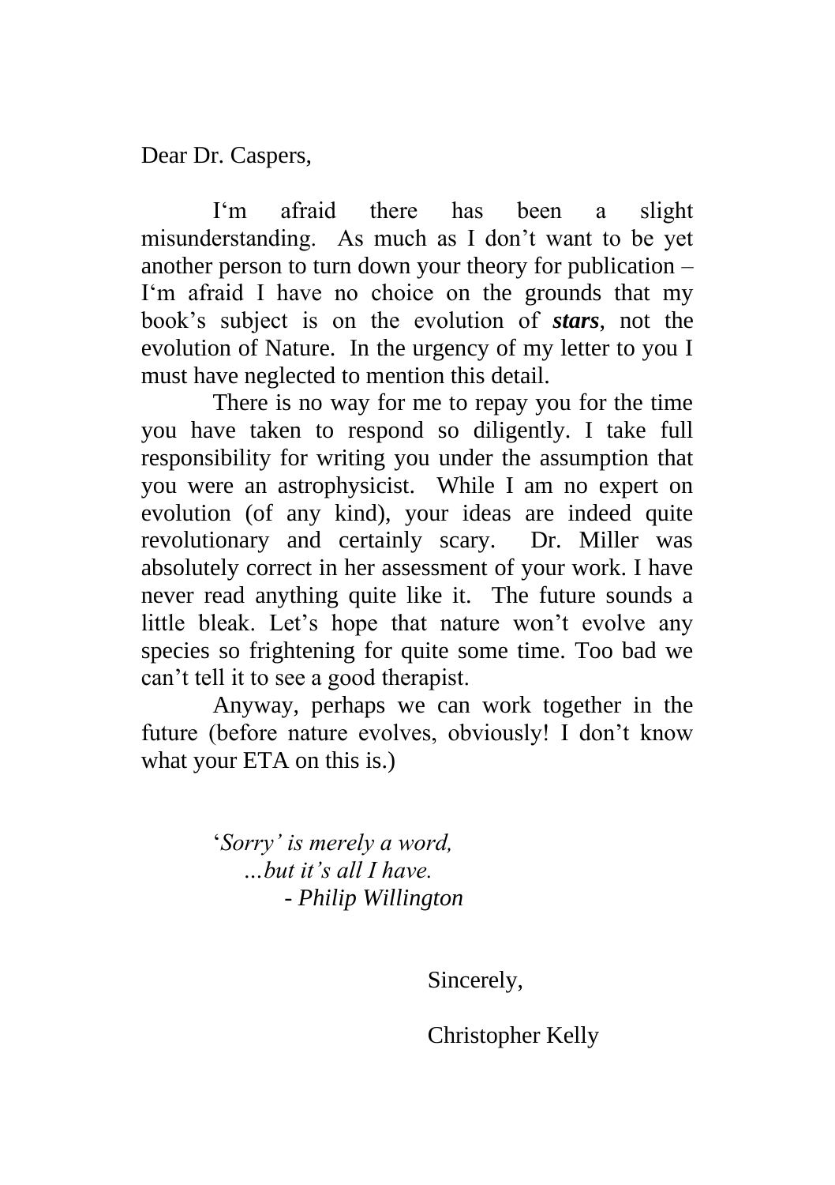Dear Dr. Caspers,

I'm afraid there has been a slight misunderstanding. As much as I don't want to be yet another person to turn down your theory for publication – I'm afraid I have no choice on the grounds that my book's subject is on the evolution of ***stars***, not the evolution of Nature. In the urgency of my letter to you I must have neglected to mention this detail.

There is no way for me to repay you for the time you have taken to respond so diligently. I take full responsibility for writing you under the assumption that you were an astrophysicist. While I am no expert on evolution (of any kind), your ideas are indeed quite revolutionary and certainly scary. Dr. Miller was absolutely correct in her assessment of your work. I have never read anything quite like it. The future sounds a little bleak. Let's hope that nature won't evolve any species so frightening for quite some time. Too bad we can't tell it to see a good therapist.

Anyway, perhaps we can work together in the future (before nature evolves, obviously! I don't know what your ETA on this is.)

> '*Sorry' is merely a word,*
> *…but it's all I have.*
> *- Philip Willington*

Sincerely,

Christopher Kelly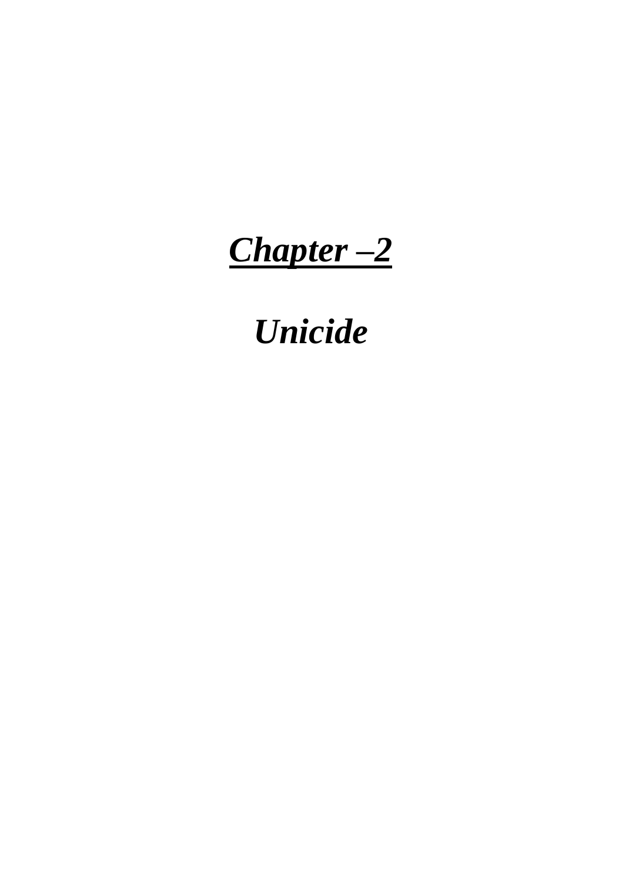# ***Chapter –2***

## ***Unicide***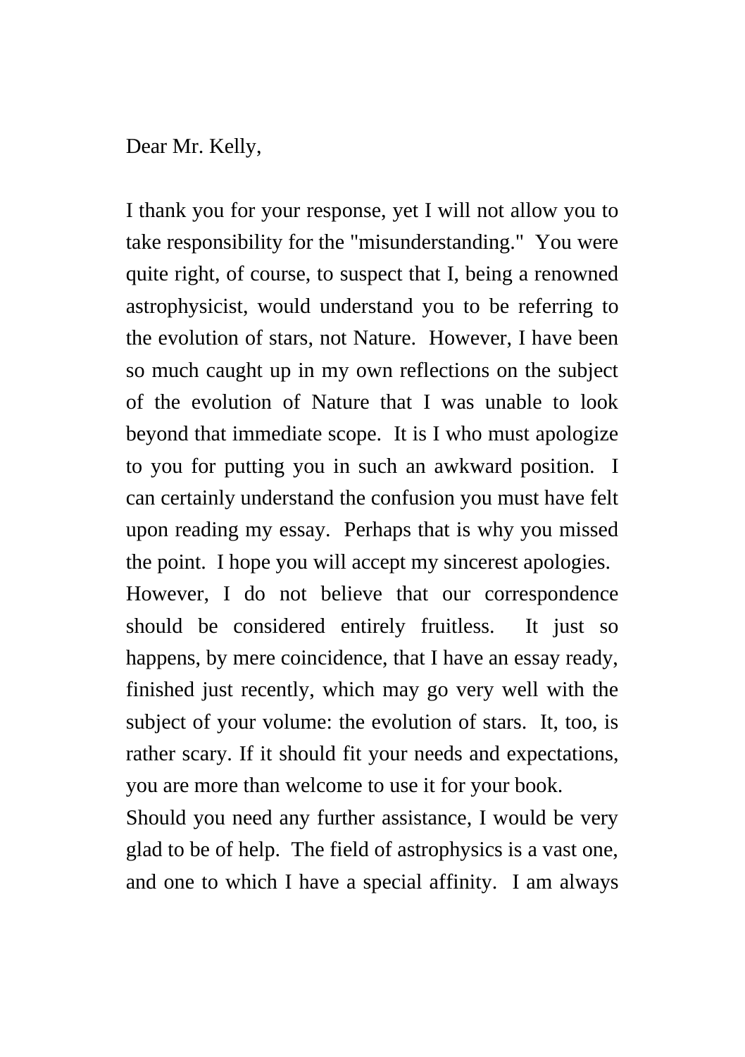Dear Mr. Kelly,

I thank you for your response, yet I will not allow you to take responsibility for the "misunderstanding." You were quite right, of course, to suspect that I, being a renowned astrophysicist, would understand you to be referring to the evolution of stars, not Nature. However, I have been so much caught up in my own reflections on the subject of the evolution of Nature that I was unable to look beyond that immediate scope. It is I who must apologize to you for putting you in such an awkward position. I can certainly understand the confusion you must have felt upon reading my essay. Perhaps that is why you missed the point. I hope you will accept my sincerest apologies.

However, I do not believe that our correspondence should be considered entirely fruitless. It just so happens, by mere coincidence, that I have an essay ready, finished just recently, which may go very well with the subject of your volume: the evolution of stars. It, too, is rather scary. If it should fit your needs and expectations, you are more than welcome to use it for your book.

Should you need any further assistance, I would be very glad to be of help. The field of astrophysics is a vast one, and one to which I have a special affinity. I am always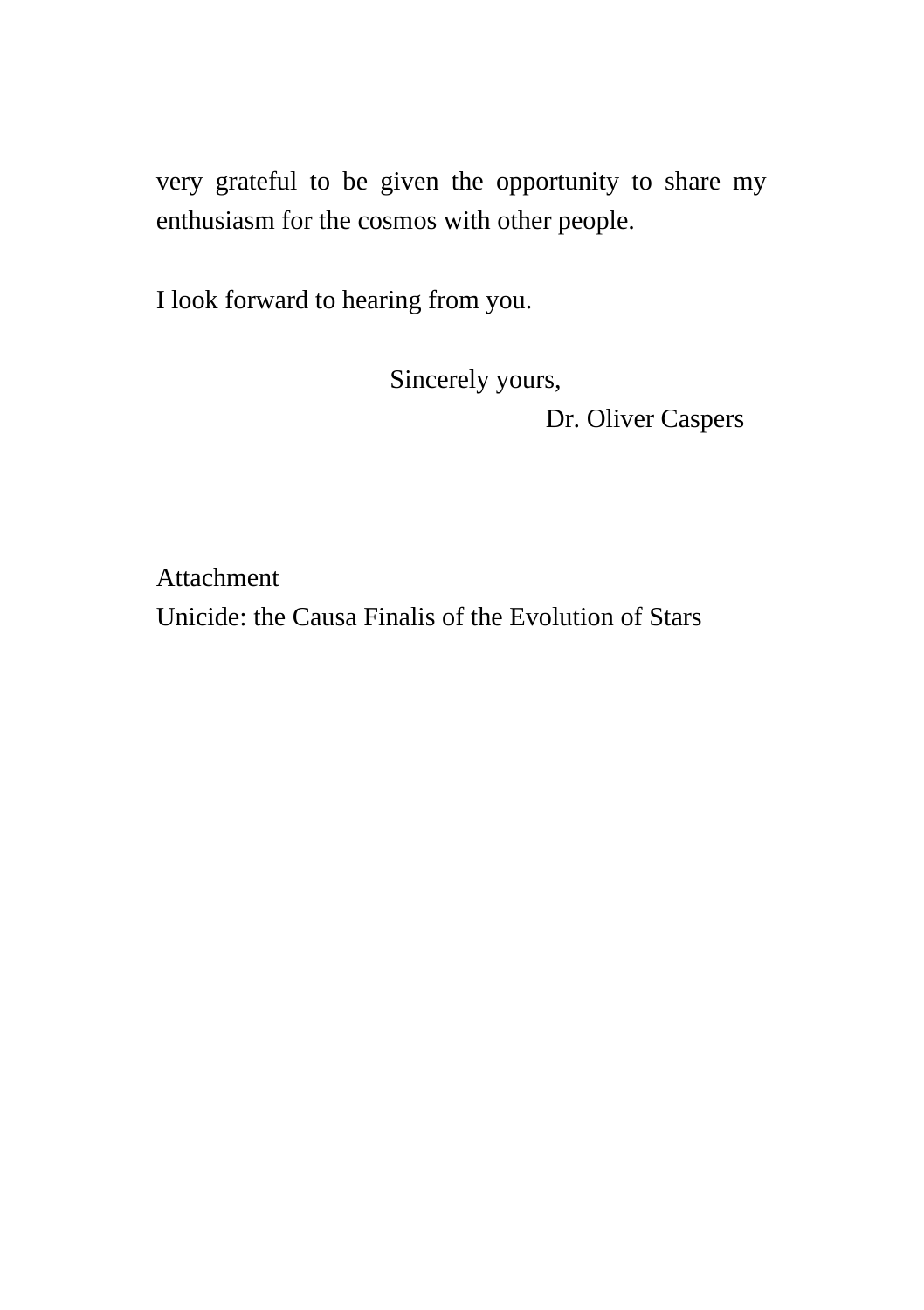very grateful to be given the opportunity to share my enthusiasm for the cosmos with other people.

I look forward to hearing from you.

Sincerely yours,

Dr. Oliver Caspers

<u>Attachment</u>

Unicide: the Causa Finalis of the Evolution of Stars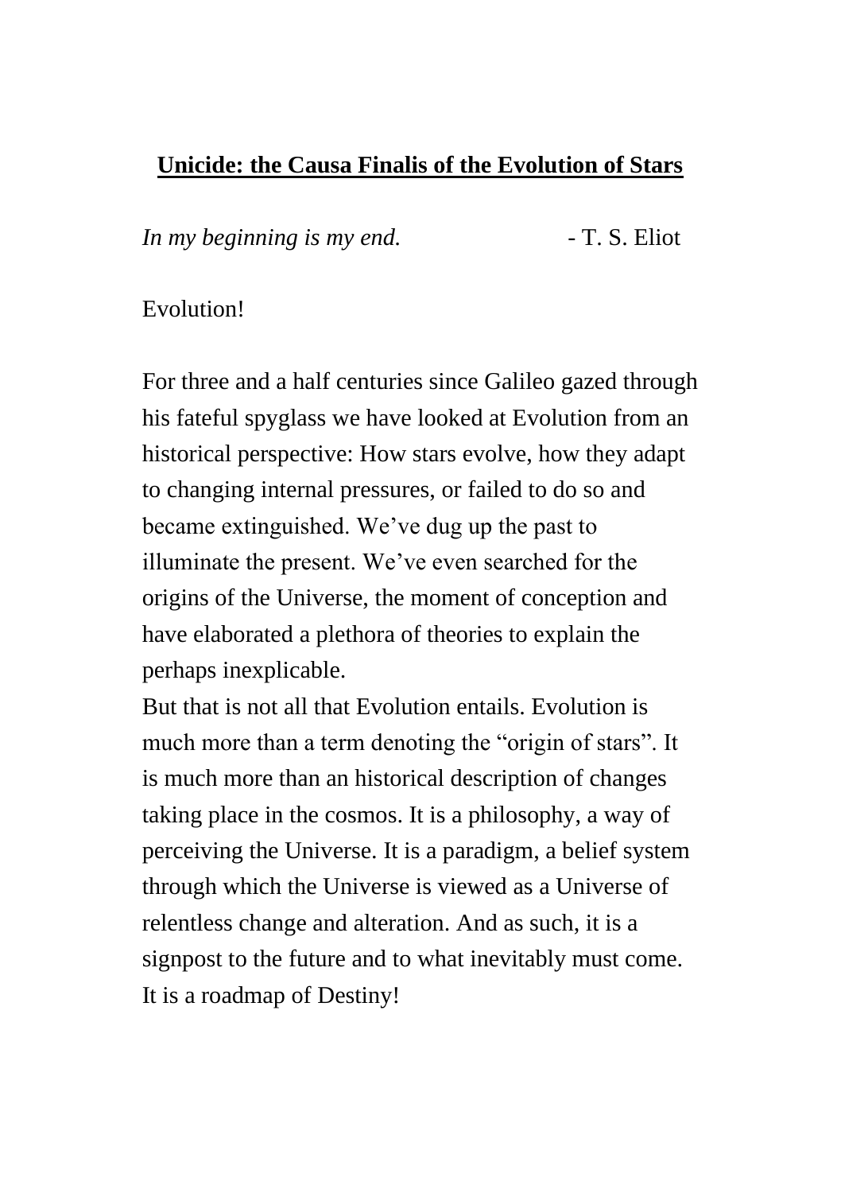## **Unicide: the Causa Finalis of the Evolution of Stars**

*In my beginning is my end.* - T. S. Eliot

Evolution!

For three and a half centuries since Galileo gazed through his fateful spyglass we have looked at Evolution from an historical perspective: How stars evolve, how they adapt to changing internal pressures, or failed to do so and became extinguished. We've dug up the past to illuminate the present. We've even searched for the origins of the Universe, the moment of conception and have elaborated a plethora of theories to explain the perhaps inexplicable.

But that is not all that Evolution entails. Evolution is much more than a term denoting the "origin of stars". It is much more than an historical description of changes taking place in the cosmos. It is a philosophy, a way of perceiving the Universe. It is a paradigm, a belief system through which the Universe is viewed as a Universe of relentless change and alteration. And as such, it is a signpost to the future and to what inevitably must come. It is a roadmap of Destiny!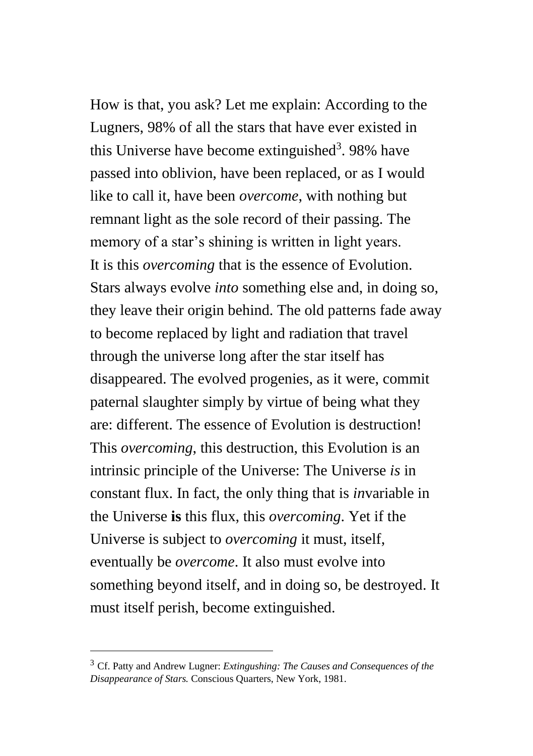How is that, you ask? Let me explain: According to the Lugners, 98% of all the stars that have ever existed in this Universe have become extinguished[3]. 98% have passed into oblivion, have been replaced, or as I would like to call it, have been *overcome*, with nothing but remnant light as the sole record of their passing. The memory of a star's shining is written in light years.
It is this *overcoming* that is the essence of Evolution. Stars always evolve *into* something else and, in doing so, they leave their origin behind. The old patterns fade away to become replaced by light and radiation that travel through the universe long after the star itself has disappeared. The evolved progenies, as it were, commit paternal slaughter simply by virtue of being what they are: different. The essence of Evolution is destruction!
This *overcoming*, this destruction, this Evolution is an intrinsic principle of the Universe: The Universe *is* in constant flux. In fact, the only thing that is *in*variable in the Universe **is** this flux, this *overcoming*. Yet if the Universe is subject to *overcoming* it must, itself, eventually be *overcome*. It also must evolve into something beyond itself, and in doing so, be destroyed. It must itself perish, become extinguished.

---

[3] Cf. Patty and Andrew Lugner: *Extingushing: The Causes and Consequences of the Disappearance of Stars.* Conscious Quarters, New York, 1981.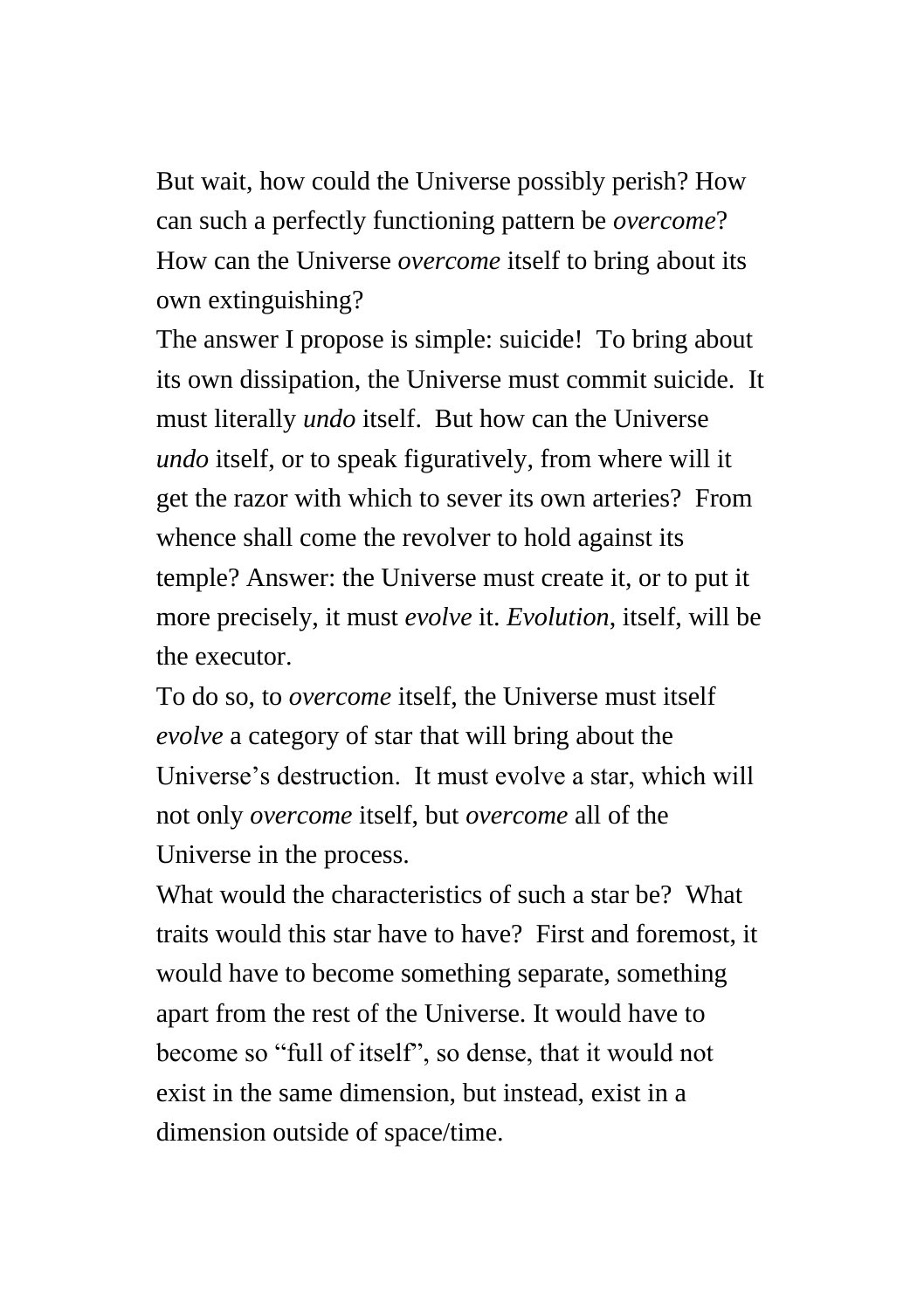But wait, how could the Universe possibly perish? How can such a perfectly functioning pattern be *overcome*? How can the Universe *overcome* itself to bring about its own extinguishing?

The answer I propose is simple: suicide! To bring about its own dissipation, the Universe must commit suicide. It must literally *undo* itself. But how can the Universe *undo* itself, or to speak figuratively, from where will it get the razor with which to sever its own arteries? From whence shall come the revolver to hold against its temple? Answer: the Universe must create it, or to put it more precisely, it must *evolve* it. *Evolution*, itself, will be the executor.

To do so, to *overcome* itself, the Universe must itself *evolve* a category of star that will bring about the Universe's destruction. It must evolve a star, which will not only *overcome* itself, but *overcome* all of the Universe in the process.

What would the characteristics of such a star be? What traits would this star have to have? First and foremost, it would have to become something separate, something apart from the rest of the Universe. It would have to become so "full of itself", so dense, that it would not exist in the same dimension, but instead, exist in a dimension outside of space/time.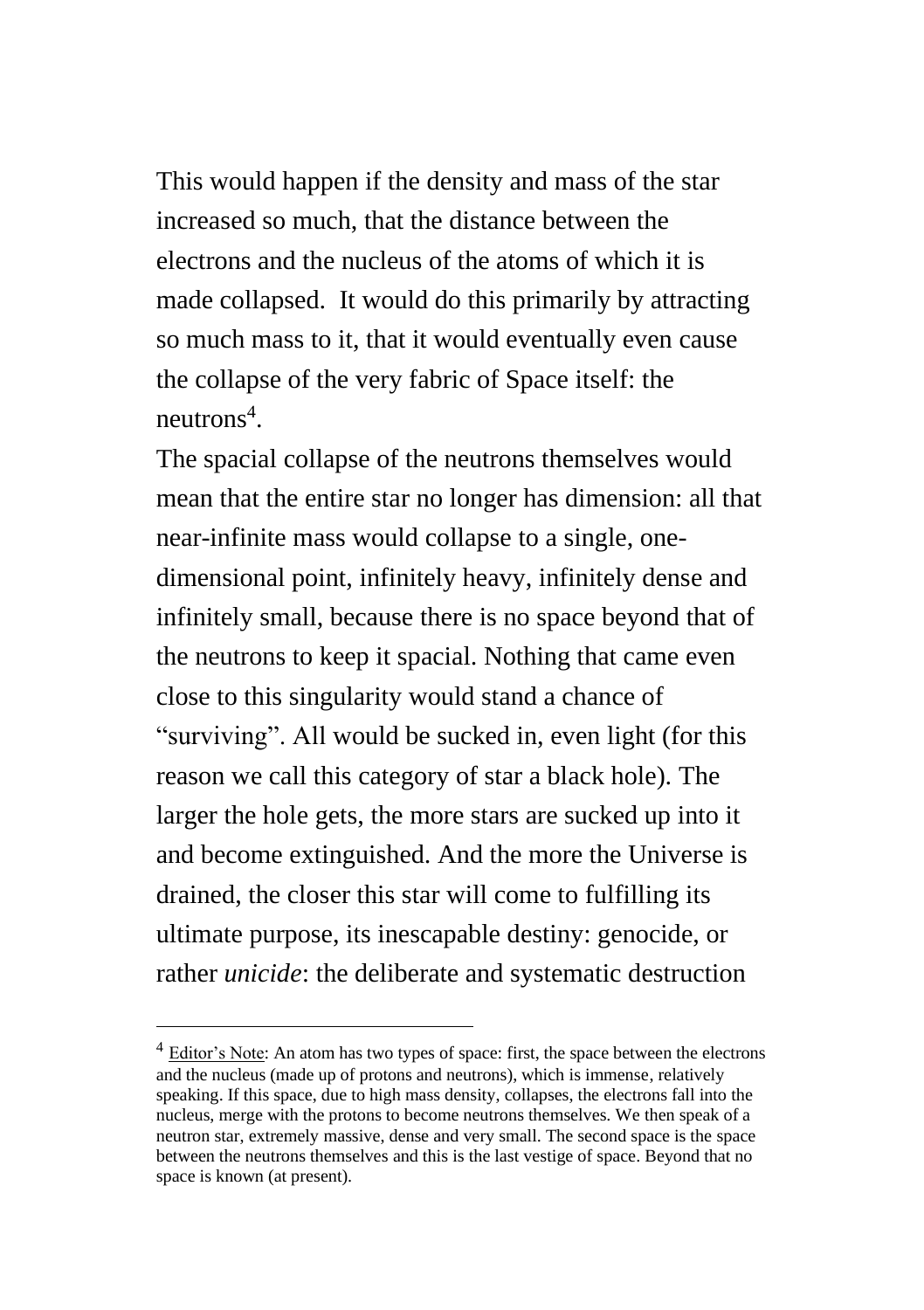This would happen if the density and mass of the star increased so much, that the distance between the electrons and the nucleus of the atoms of which it is made collapsed. It would do this primarily by attracting so much mass to it, that it would eventually even cause the collapse of the very fabric of Space itself: the neutrons[4].

The spacial collapse of the neutrons themselves would mean that the entire star no longer has dimension: all that near-infinite mass would collapse to a single, one-dimensional point, infinitely heavy, infinitely dense and infinitely small, because there is no space beyond that of the neutrons to keep it spacial. Nothing that came even close to this singularity would stand a chance of "surviving". All would be sucked in, even light (for this reason we call this category of star a black hole). The larger the hole gets, the more stars are sucked up into it and become extinguished. And the more the Universe is drained, the closer this star will come to fulfilling its ultimate purpose, its inescapable destiny: genocide, or rather *unicide*: the deliberate and systematic destruction

---

[4] Editor's Note: An atom has two types of space: first, the space between the electrons and the nucleus (made up of protons and neutrons), which is immense, relatively speaking. If this space, due to high mass density, collapses, the electrons fall into the nucleus, merge with the protons to become neutrons themselves. We then speak of a neutron star, extremely massive, dense and very small. The second space is the space between the neutrons themselves and this is the last vestige of space. Beyond that no space is known (at present).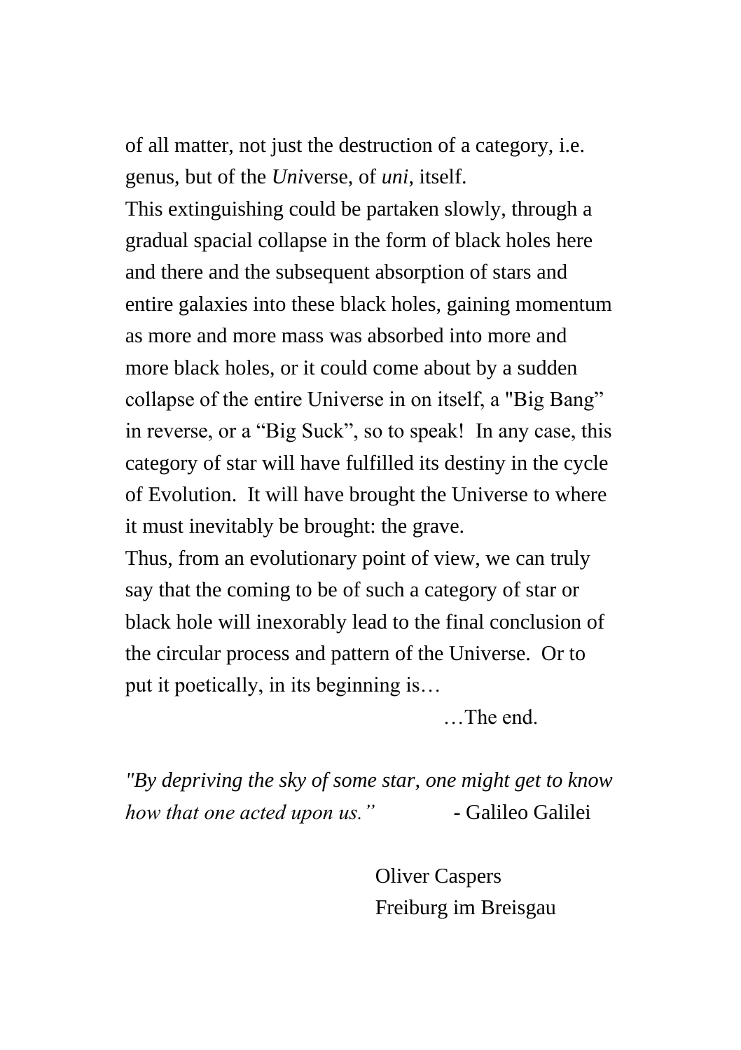of all matter, not just the destruction of a category, i.e. genus, but of the *Uni*verse, of *uni*, itself.

This extinguishing could be partaken slowly, through a gradual spacial collapse in the form of black holes here and there and the subsequent absorption of stars and entire galaxies into these black holes, gaining momentum as more and more mass was absorbed into more and more black holes, or it could come about by a sudden collapse of the entire Universe in on itself, a "Big Bang" in reverse, or a "Big Suck", so to speak!  In any case, this category of star will have fulfilled its destiny in the cycle of Evolution.  It will have brought the Universe to where it must inevitably be brought: the grave.

Thus, from an evolutionary point of view, we can truly say that the coming to be of such a category of star or black hole will inexorably lead to the final conclusion of the circular process and pattern of the Universe.  Or to put it poetically, in its beginning is…

…The end.

*"By depriving the sky of some star, one might get to know how that one acted upon us."* - Galileo Galilei

Oliver Caspers
Freiburg im Breisgau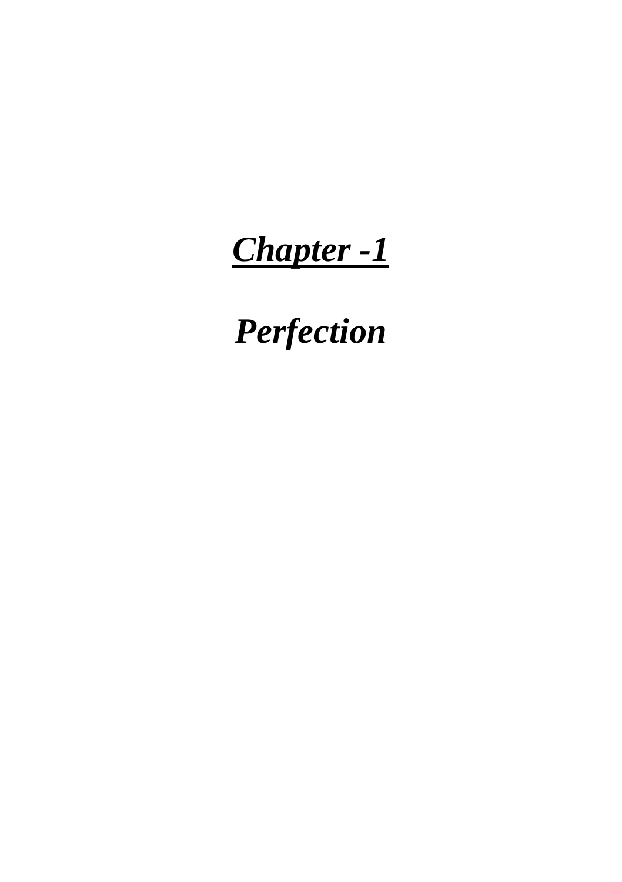# ***<u>Chapter -1</u>***

# ***Perfection***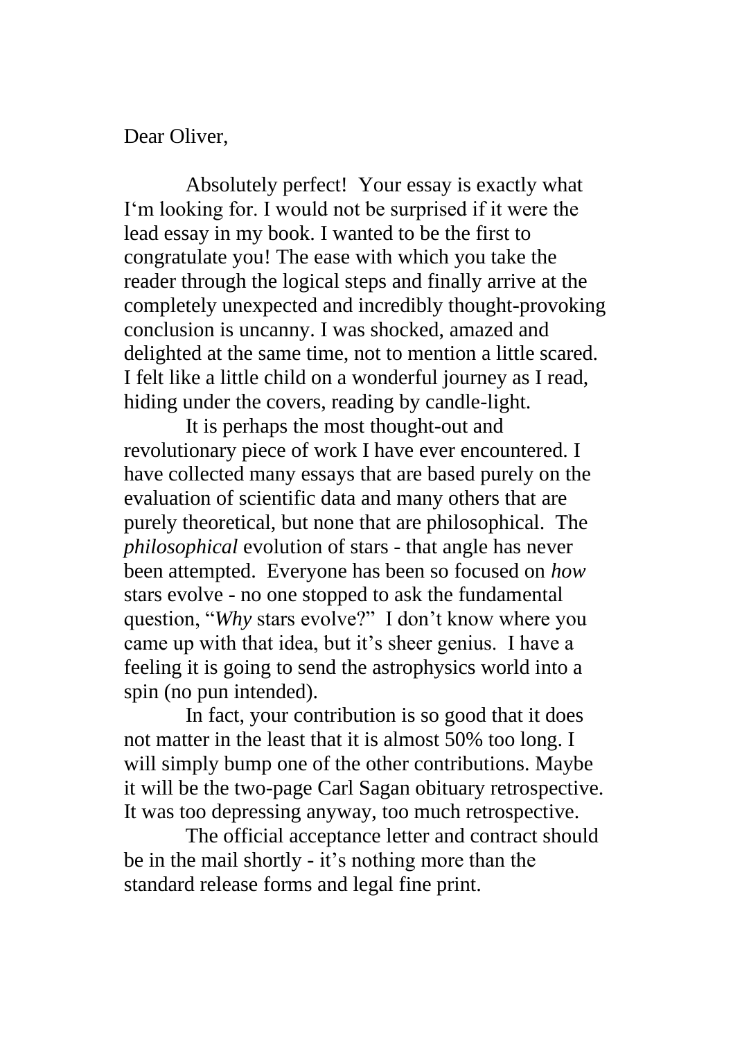Dear Oliver,

Absolutely perfect! Your essay is exactly what I'm looking for. I would not be surprised if it were the lead essay in my book. I wanted to be the first to congratulate you! The ease with which you take the reader through the logical steps and finally arrive at the completely unexpected and incredibly thought-provoking conclusion is uncanny. I was shocked, amazed and delighted at the same time, not to mention a little scared. I felt like a little child on a wonderful journey as I read, hiding under the covers, reading by candle-light.

It is perhaps the most thought-out and revolutionary piece of work I have ever encountered. I have collected many essays that are based purely on the evaluation of scientific data and many others that are purely theoretical, but none that are philosophical. The *philosophical* evolution of stars - that angle has never been attempted. Everyone has been so focused on *how* stars evolve - no one stopped to ask the fundamental question, "*Why* stars evolve?" I don't know where you came up with that idea, but it's sheer genius. I have a feeling it is going to send the astrophysics world into a spin (no pun intended).

In fact, your contribution is so good that it does not matter in the least that it is almost 50% too long. I will simply bump one of the other contributions. Maybe it will be the two-page Carl Sagan obituary retrospective. It was too depressing anyway, too much retrospective.

The official acceptance letter and contract should be in the mail shortly - it's nothing more than the standard release forms and legal fine print.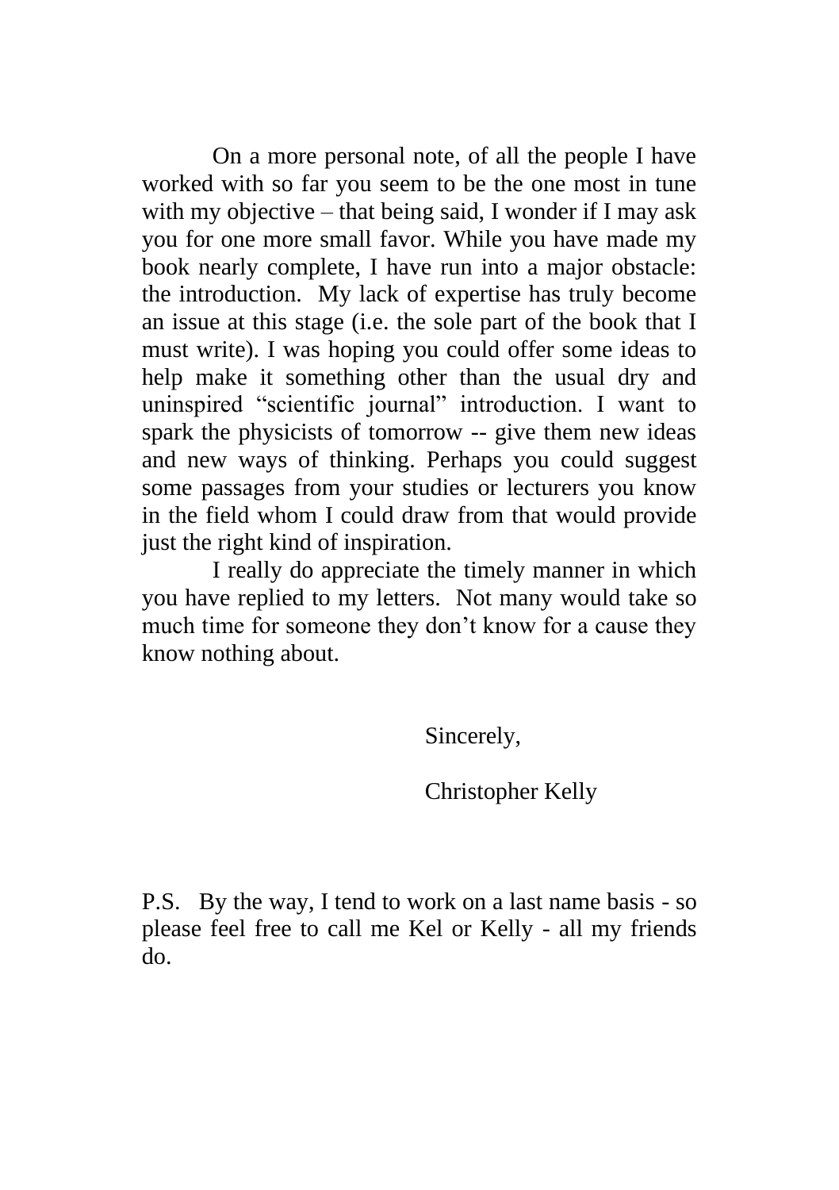On a more personal note, of all the people I have worked with so far you seem to be the one most in tune with my objective – that being said, I wonder if I may ask you for one more small favor. While you have made my book nearly complete, I have run into a major obstacle: the introduction. My lack of expertise has truly become an issue at this stage (i.e. the sole part of the book that I must write). I was hoping you could offer some ideas to help make it something other than the usual dry and uninspired "scientific journal" introduction. I want to spark the physicists of tomorrow -- give them new ideas and new ways of thinking. Perhaps you could suggest some passages from your studies or lecturers you know in the field whom I could draw from that would provide just the right kind of inspiration.

I really do appreciate the timely manner in which you have replied to my letters. Not many would take so much time for someone they don't know for a cause they know nothing about.

Sincerely,

Christopher Kelly

P.S. By the way, I tend to work on a last name basis - so please feel free to call me Kel or Kelly - all my friends do.